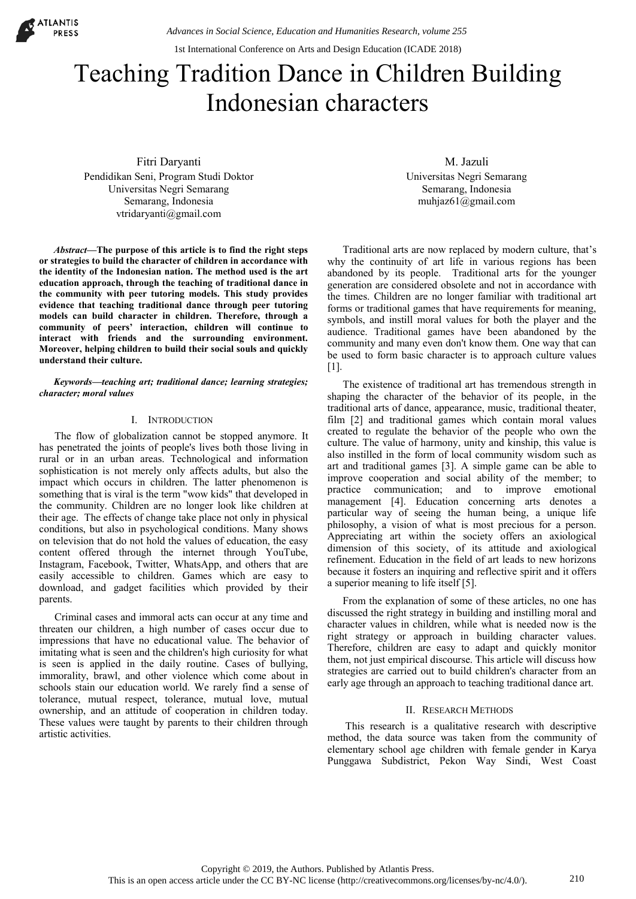# Teaching Tradition Dance in Children Building Indonesian characters

Fitri Daryanti
Pendidikan Seni, Program Studi Doktor
Universitas Negri Semarang
Semarang, Indonesia
vtridaryanti@gmail.com

M. Jazuli
Universitas Negri Semarang
Semarang, Indonesia
muhjaz61@gmail.com

***Abstract*—The purpose of this article is to find the right steps or strategies to build the character of children in accordance with the identity of the Indonesian nation. The method used is the art education approach, through the teaching of traditional dance in the community with peer tutoring models. This study provides evidence that teaching traditional dance through peer tutoring models can build character in children. Therefore, through a community of peers' interaction, children will continue to interact with friends and the surrounding environment. Moreover, helping children to build their social souls and quickly understand their culture.**

***Keywords—teaching art; traditional dance; learning strategies; character; moral values***

## I. Introduction

The flow of globalization cannot be stopped anymore. It has penetrated the joints of people's lives both those living in rural or in an urban areas. Technological and information sophistication is not merely only affects adults, but also the impact which occurs in children. The latter phenomenon is something that is viral is the term "wow kids" that developed in the community. Children are no longer look like children at their age. The effects of change take place not only in physical conditions, but also in psychological conditions. Many shows on television that do not hold the values of education, the easy content offered through the internet through YouTube, Instagram, Facebook, Twitter, WhatsApp, and others that are easily accessible to children. Games which are easy to download, and gadget facilities which provided by their parents.

Criminal cases and immoral acts can occur at any time and threaten our children, a high number of cases occur due to impressions that have no educational value. The behavior of imitating what is seen and the children's high curiosity for what is seen is applied in the daily routine. Cases of bullying, immorality, brawl, and other violence which come about in schools stain our education world. We rarely find a sense of tolerance, mutual respect, tolerance, mutual love, mutual ownership, and an attitude of cooperation in children today. These values were taught by parents to their children through artistic activities.

Traditional arts are now replaced by modern culture, that's why the continuity of art life in various regions has been abandoned by its people. Traditional arts for the younger generation are considered obsolete and not in accordance with the times. Children are no longer familiar with traditional art forms or traditional games that have requirements for meaning, symbols, and instill moral values for both the player and the audience. Traditional games have been abandoned by the community and many even don't know them. One way that can be used to form basic character is to approach culture values [1].

The existence of traditional art has tremendous strength in shaping the character of the behavior of its people, in the traditional arts of dance, appearance, music, traditional theater, film [2] and traditional games which contain moral values created to regulate the behavior of the people who own the culture. The value of harmony, unity and kinship, this value is also instilled in the form of local community wisdom such as art and traditional games [3]. A simple game can be able to improve cooperation and social ability of the member; to practice communication; and to improve emotional management [4]. Education concerning arts denotes a particular way of seeing the human being, a unique life philosophy, a vision of what is most precious for a person. Appreciating art within the society offers an axiological dimension of this society, of its attitude and axiological refinement. Education in the field of art leads to new horizons because it fosters an inquiring and reflective spirit and it offers a superior meaning to life itself [5].

From the explanation of some of these articles, no one has discussed the right strategy in building and instilling moral and character values in children, while what is needed now is the right strategy or approach in building character values. Therefore, children are easy to adapt and quickly monitor them, not just empirical discourse. This article will discuss how strategies are carried out to build children's character from an early age through an approach to teaching traditional dance art.

## II. Research Methods

This research is a qualitative research with descriptive method, the data source was taken from the community of elementary school age children with female gender in Karya Punggawa Subdistrict, Pekon Way Sindi, West Coast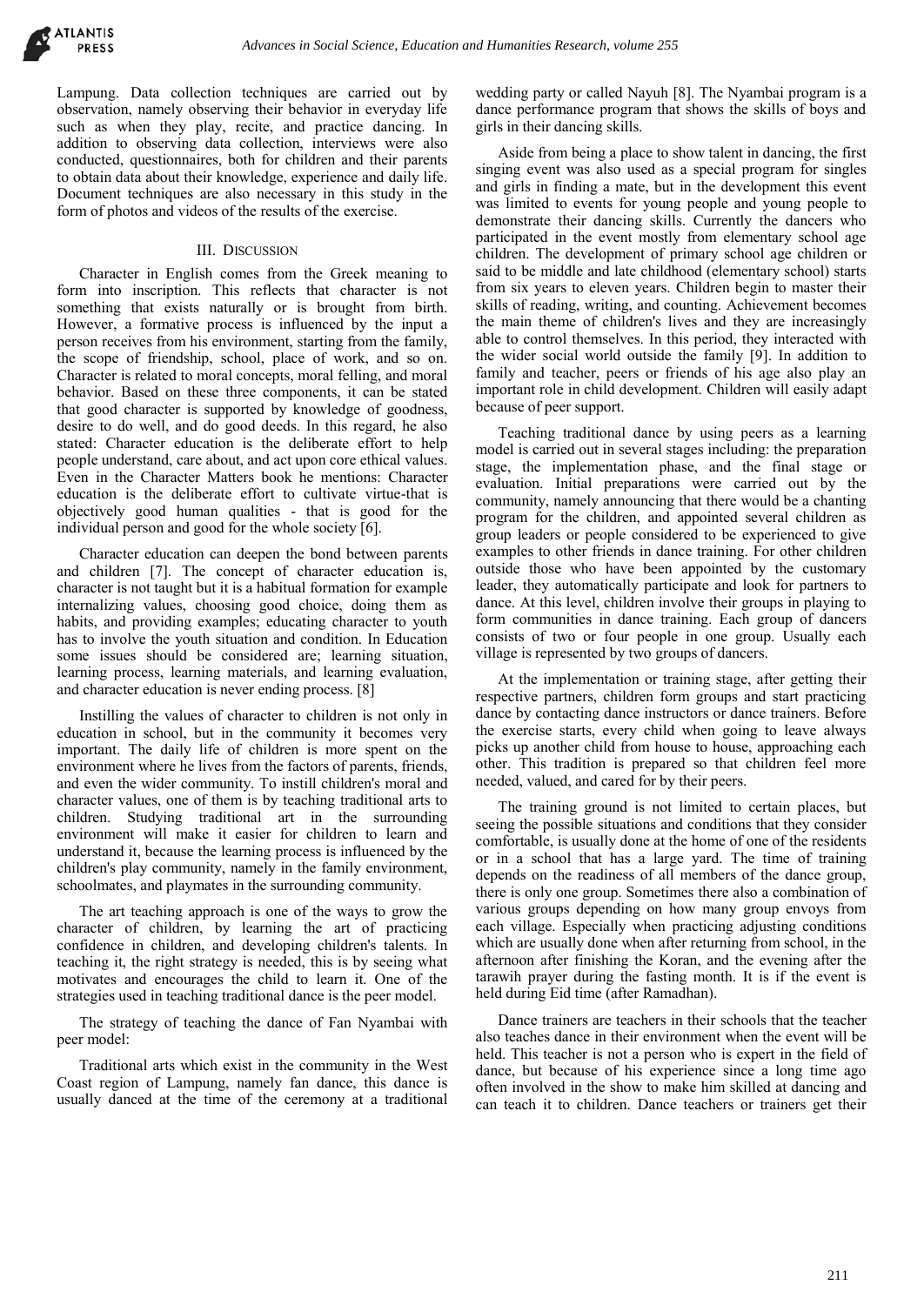Lampung. Data collection techniques are carried out by observation, namely observing their behavior in everyday life such as when they play, recite, and practice dancing. In addition to observing data collection, interviews were also conducted, questionnaires, both for children and their parents to obtain data about their knowledge, experience and daily life. Document techniques are also necessary in this study in the form of photos and videos of the results of the exercise.

## III. Discussion

Character in English comes from the Greek meaning to form into inscription. This reflects that character is not something that exists naturally or is brought from birth. However, a formative process is influenced by the input a person receives from his environment, starting from the family, the scope of friendship, school, place of work, and so on. Character is related to moral concepts, moral felling, and moral behavior. Based on these three components, it can be stated that good character is supported by knowledge of goodness, desire to do well, and do good deeds. In this regard, he also stated: Character education is the deliberate effort to help people understand, care about, and act upon core ethical values. Even in the Character Matters book he mentions: Character education is the deliberate effort to cultivate virtue-that is objectively good human qualities - that is good for the individual person and good for the whole society [6].

Character education can deepen the bond between parents and children [7]. The concept of character education is, character is not taught but it is a habitual formation for example internalizing values, choosing good choice, doing them as habits, and providing examples; educating character to youth has to involve the youth situation and condition. In Education some issues should be considered are; learning situation, learning process, learning materials, and learning evaluation, and character education is never ending process. [8]

Instilling the values of character to children is not only in education in school, but in the community it becomes very important. The daily life of children is more spent on the environment where he lives from the factors of parents, friends, and even the wider community. To instill children's moral and character values, one of them is by teaching traditional arts to children. Studying traditional art in the surrounding environment will make it easier for children to learn and understand it, because the learning process is influenced by the children's play community, namely in the family environment, schoolmates, and playmates in the surrounding community.

The art teaching approach is one of the ways to grow the character of children, by learning the art of practicing confidence in children, and developing children's talents. In teaching it, the right strategy is needed, this is by seeing what motivates and encourages the child to learn it. One of the strategies used in teaching traditional dance is the peer model.

The strategy of teaching the dance of Fan Nyambai with peer model:

Traditional arts which exist in the community in the West Coast region of Lampung, namely fan dance, this dance is usually danced at the time of the ceremony at a traditional wedding party or called Nayuh [8]. The Nyambai program is a dance performance program that shows the skills of boys and girls in their dancing skills.

Aside from being a place to show talent in dancing, the first singing event was also used as a special program for singles and girls in finding a mate, but in the development this event was limited to events for young people and young people to demonstrate their dancing skills. Currently the dancers who participated in the event mostly from elementary school age children. The development of primary school age children or said to be middle and late childhood (elementary school) starts from six years to eleven years. Children begin to master their skills of reading, writing, and counting. Achievement becomes the main theme of children's lives and they are increasingly able to control themselves. In this period, they interacted with the wider social world outside the family [9]. In addition to family and teacher, peers or friends of his age also play an important role in child development. Children will easily adapt because of peer support.

Teaching traditional dance by using peers as a learning model is carried out in several stages including: the preparation stage, the implementation phase, and the final stage or evaluation. Initial preparations were carried out by the community, namely announcing that there would be a chanting program for the children, and appointed several children as group leaders or people considered to be experienced to give examples to other friends in dance training. For other children outside those who have been appointed by the customary leader, they automatically participate and look for partners to dance. At this level, children involve their groups in playing to form communities in dance training. Each group of dancers consists of two or four people in one group. Usually each village is represented by two groups of dancers.

At the implementation or training stage, after getting their respective partners, children form groups and start practicing dance by contacting dance instructors or dance trainers. Before the exercise starts, every child when going to leave always picks up another child from house to house, approaching each other. This tradition is prepared so that children feel more needed, valued, and cared for by their peers.

The training ground is not limited to certain places, but seeing the possible situations and conditions that they consider comfortable, is usually done at the home of one of the residents or in a school that has a large yard. The time of training depends on the readiness of all members of the dance group, there is only one group. Sometimes there also a combination of various groups depending on how many group envoys from each village. Especially when practicing adjusting conditions which are usually done when after returning from school, in the afternoon after finishing the Koran, and the evening after the tarawih prayer during the fasting month. It is if the event is held during Eid time (after Ramadhan).

Dance trainers are teachers in their schools that the teacher also teaches dance in their environment when the event will be held. This teacher is not a person who is expert in the field of dance, but because of his experience since a long time ago often involved in the show to make him skilled at dancing and can teach it to children. Dance teachers or trainers get their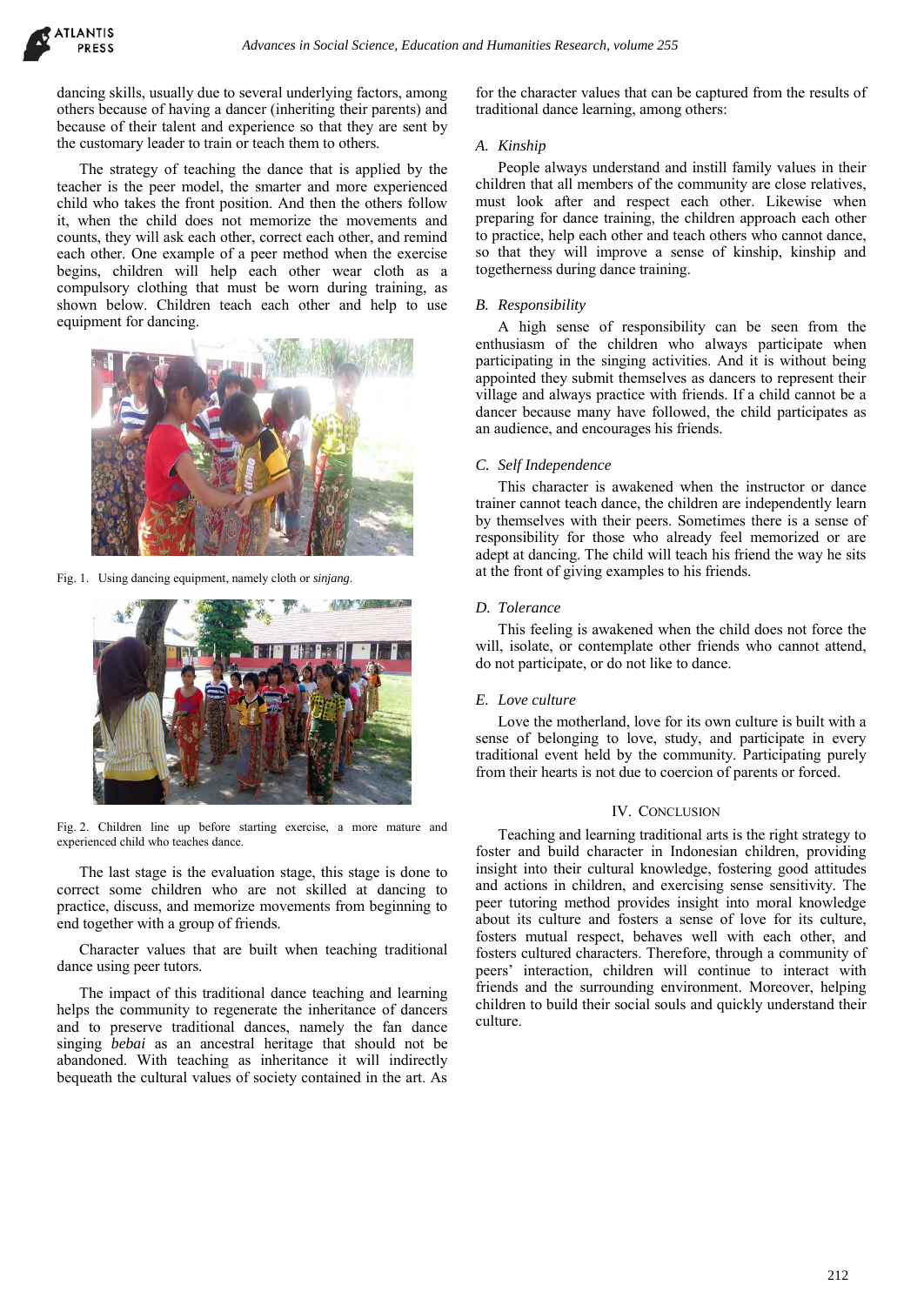dancing skills, usually due to several underlying factors, among others because of having a dancer (inheriting their parents) and because of their talent and experience so that they are sent by the customary leader to train or teach them to others.

The strategy of teaching the dance that is applied by the teacher is the peer model, the smarter and more experienced child who takes the front position. And then the others follow it, when the child does not memorize the movements and counts, they will ask each other, correct each other, and remind each other. One example of a peer method when the exercise begins, children will help each other wear cloth as a compulsory clothing that must be worn during training, as shown below. Children teach each other and help to use equipment for dancing.

Fig. 1. Using dancing equipment, namely cloth or *sinjang*.

Fig. 2. Children line up before starting exercise, a more mature and experienced child who teaches dance.

The last stage is the evaluation stage, this stage is done to correct some children who are not skilled at dancing to practice, discuss, and memorize movements from beginning to end together with a group of friends.

Character values that are built when teaching traditional dance using peer tutors.

The impact of this traditional dance teaching and learning helps the community to regenerate the inheritance of dancers and to preserve traditional dances, namely the fan dance singing *bebai* as an ancestral heritage that should not be abandoned. With teaching as inheritance it will indirectly bequeath the cultural values of society contained in the art. As for the character values that can be captured from the results of traditional dance learning, among others:

### A. Kinship

People always understand and instill family values in their children that all members of the community are close relatives, must look after and respect each other. Likewise when preparing for dance training, the children approach each other to practice, help each other and teach others who cannot dance, so that they will improve a sense of kinship, kinship and togetherness during dance training.

### B. Responsibility

A high sense of responsibility can be seen from the enthusiasm of the children who always participate when participating in the singing activities. And it is without being appointed they submit themselves as dancers to represent their village and always practice with friends. If a child cannot be a dancer because many have followed, the child participates as an audience, and encourages his friends.

### C. Self Independence

This character is awakened when the instructor or dance trainer cannot teach dance, the children are independently learn by themselves with their peers. Sometimes there is a sense of responsibility for those who already feel memorized or are adept at dancing. The child will teach his friend the way he sits at the front of giving examples to his friends.

### D. Tolerance

This feeling is awakened when the child does not force the will, isolate, or contemplate other friends who cannot attend, do not participate, or do not like to dance.

### E. Love culture

Love the motherland, love for its own culture is built with a sense of belonging to love, study, and participate in every traditional event held by the community. Participating purely from their hearts is not due to coercion of parents or forced.

## IV. Conclusion

Teaching and learning traditional arts is the right strategy to foster and build character in Indonesian children, providing insight into their cultural knowledge, fostering good attitudes and actions in children, and exercising sense sensitivity. The peer tutoring method provides insight into moral knowledge about its culture and fosters a sense of love for its culture, fosters mutual respect, behaves well with each other, and fosters cultured characters. Therefore, through a community of peers' interaction, children will continue to interact with friends and the surrounding environment. Moreover, helping children to build their social souls and quickly understand their culture.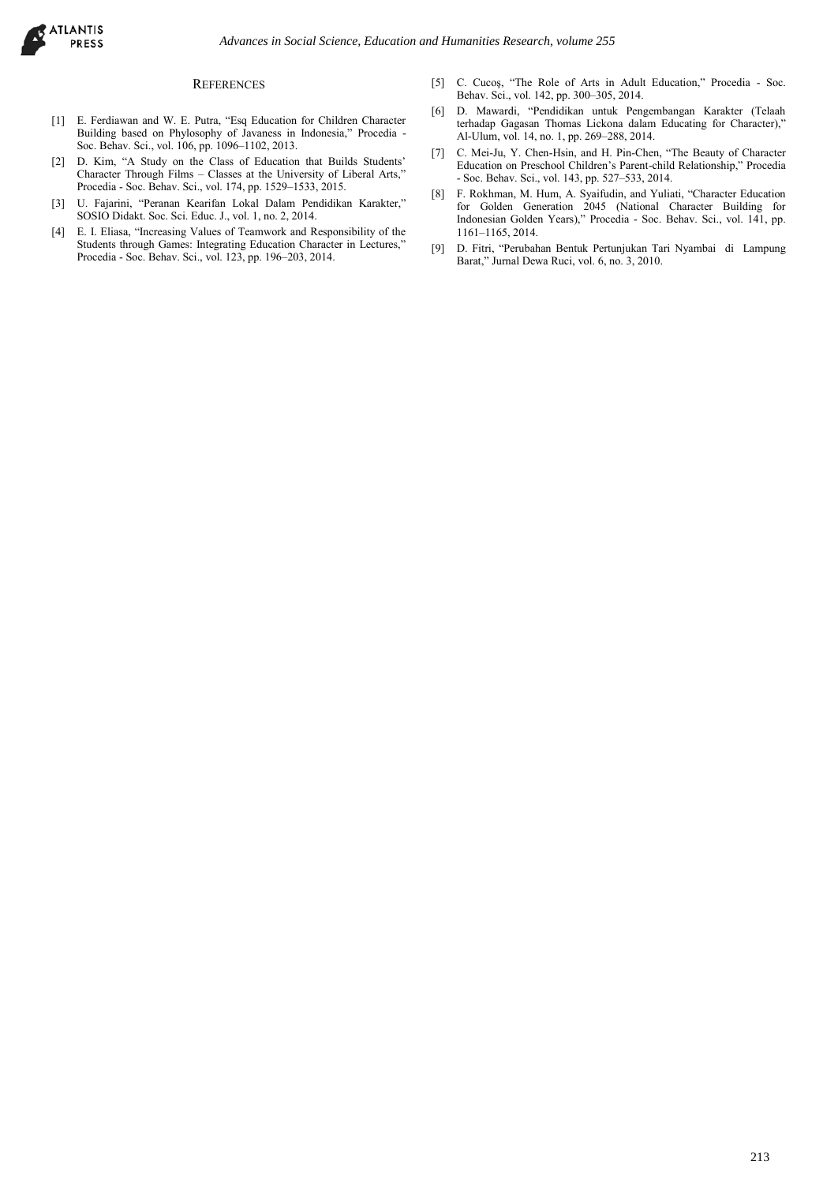## REFERENCES

[1] E. Ferdiawan and W. E. Putra, "Esq Education for Children Character Building based on Phylosophy of Javaness in Indonesia," Procedia - Soc. Behav. Sci., vol. 106, pp. 1096–1102, 2013.

[2] D. Kim, "A Study on the Class of Education that Builds Students' Character Through Films – Classes at the University of Liberal Arts," Procedia - Soc. Behav. Sci., vol. 174, pp. 1529–1533, 2015.

[3] U. Fajarini, "Peranan Kearifan Lokal Dalam Pendidikan Karakter," SOSIO Didakt. Soc. Sci. Educ. J., vol. 1, no. 2, 2014.

[4] E. I. Eliasa, "Increasing Values of Teamwork and Responsibility of the Students through Games: Integrating Education Character in Lectures," Procedia - Soc. Behav. Sci., vol. 123, pp. 196–203, 2014.

[5] C. Cucoş, "The Role of Arts in Adult Education," Procedia - Soc. Behav. Sci., vol. 142, pp. 300–305, 2014.

[6] D. Mawardi, "Pendidikan untuk Pengembangan Karakter (Telaah terhadap Gagasan Thomas Lickona dalam Educating for Character)," Al-Ulum, vol. 14, no. 1, pp. 269–288, 2014.

[7] C. Mei-Ju, Y. Chen-Hsin, and H. Pin-Chen, "The Beauty of Character Education on Preschool Children's Parent-child Relationship," Procedia - Soc. Behav. Sci., vol. 143, pp. 527–533, 2014.

[8] F. Rokhman, M. Hum, A. Syaifudin, and Yuliati, "Character Education for Golden Generation 2045 (National Character Building for Indonesian Golden Years)," Procedia - Soc. Behav. Sci., vol. 141, pp. 1161–1165, 2014.

[9] D. Fitri, "Perubahan Bentuk Pertunjukan Tari Nyambai di Lampung Barat," Jurnal Dewa Ruci, vol. 6, no. 3, 2010.